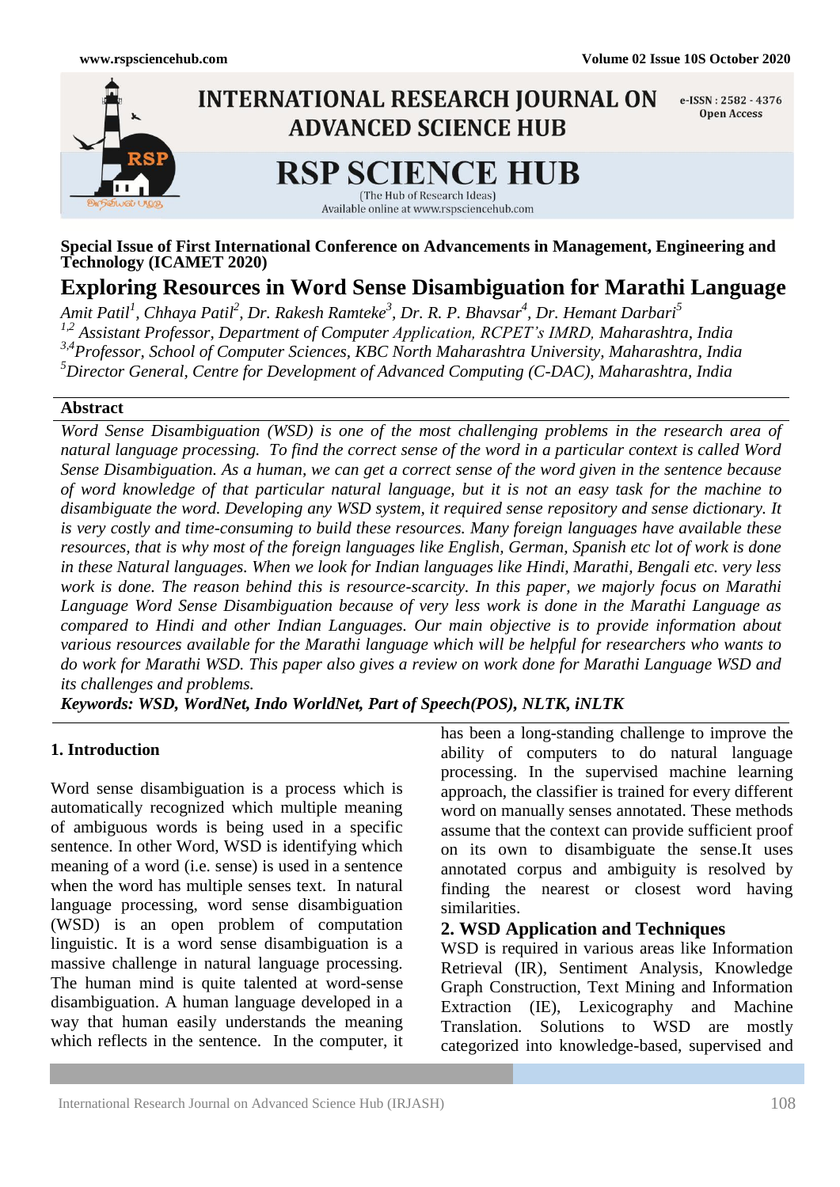Special Issue of First International Conference on Advancements in Management, Engineering and Technology (ICAMET 2020)

# Exploring Resources in Word Sense Disambiguation for Marathi Language

*Amit Patil[1], Chhaya Patil[2], Dr. Rakesh Ramteke[3], Dr. R. P. Bhavsar[4], Dr. Hemant Darbari[5]*

*[1,2] Assistant Professor, Department of Computer Application, RCPET's IMRD, Maharashtra, India*

*[3,4]Professor, School of Computer Sciences, KBC North Maharashtra University, Maharashtra, India*

*[5]Director General, Centre for Development of Advanced Computing (C-DAC), Maharashtra, India*

## Abstract

*Word Sense Disambiguation (WSD) is one of the most challenging problems in the research area of natural language processing. To find the correct sense of the word in a particular context is called Word Sense Disambiguation. As a human, we can get a correct sense of the word given in the sentence because of word knowledge of that particular natural language, but it is not an easy task for the machine to disambiguate the word. Developing any WSD system, it required sense repository and sense dictionary. It is very costly and time-consuming to build these resources. Many foreign languages have available these resources, that is why most of the foreign languages like English, German, Spanish etc lot of work is done in these Natural languages. When we look for Indian languages like Hindi, Marathi, Bengali etc. very less work is done. The reason behind this is resource-scarcity. In this paper, we majorly focus on Marathi Language Word Sense Disambiguation because of very less work is done in the Marathi Language as compared to Hindi and other Indian Languages. Our main objective is to provide information about various resources available for the Marathi language which will be helpful for researchers who wants to do work for Marathi WSD. This paper also gives a review on work done for Marathi Language WSD and its challenges and problems.*

***Keywords: WSD, WordNet, Indo WorldNet, Part of Speech(POS), NLTK, iNLTK***

## 1. Introduction

Word sense disambiguation is a process which is automatically recognized which multiple meaning of ambiguous words is being used in a specific sentence. In other Word, WSD is identifying which meaning of a word (i.e. sense) is used in a sentence when the word has multiple senses text. In natural language processing, word sense disambiguation (WSD) is an open problem of computation linguistic. It is a word sense disambiguation is a massive challenge in natural language processing. The human mind is quite talented at word-sense disambiguation. A human language developed in a way that human easily understands the meaning which reflects in the sentence. In the computer, it has been a long-standing challenge to improve the ability of computers to do natural language processing. In the supervised machine learning approach, the classifier is trained for every different word on manually senses annotated. These methods assume that the context can provide sufficient proof on its own to disambiguate the sense.It uses annotated corpus and ambiguity is resolved by finding the nearest or closest word having similarities.

## 2. WSD Application and Techniques

WSD is required in various areas like Information Retrieval (IR), Sentiment Analysis, Knowledge Graph Construction, Text Mining and Information Extraction (IE), Lexicography and Machine Translation. Solutions to WSD are mostly categorized into knowledge-based, supervised and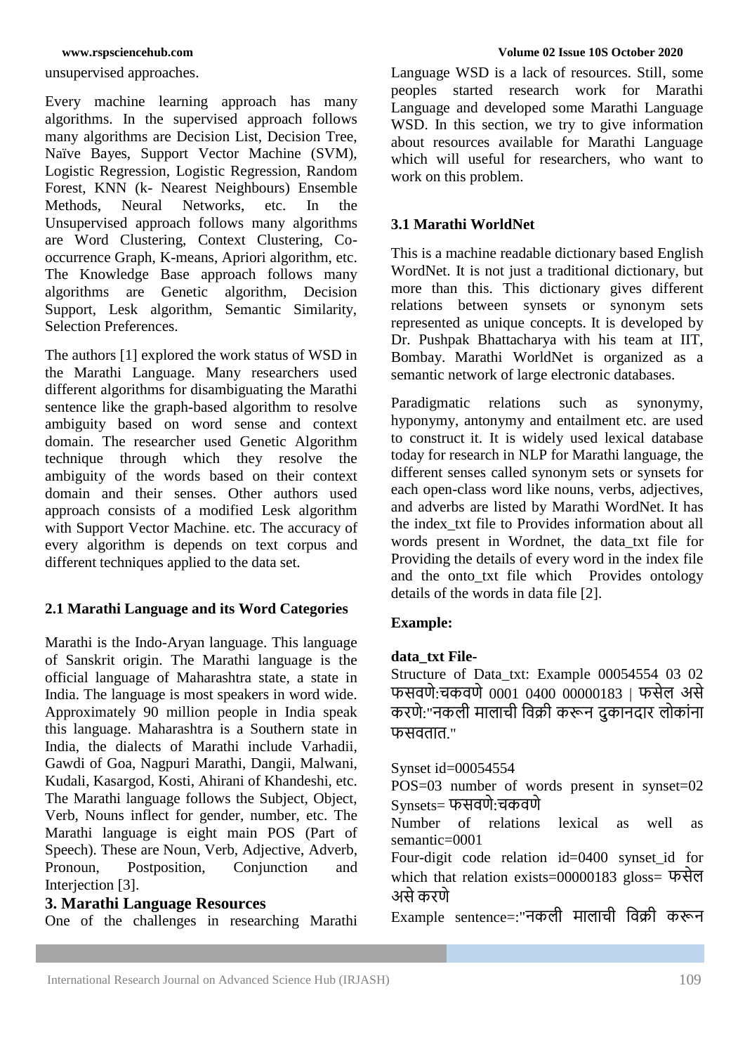unsupervised approaches.

Every machine learning approach has many algorithms. In the supervised approach follows many algorithms are Decision List, Decision Tree, Naïve Bayes, Support Vector Machine (SVM), Logistic Regression, Logistic Regression, Random Forest, KNN (k- Nearest Neighbours) Ensemble Methods, Neural Networks, etc. In the Unsupervised approach follows many algorithms are Word Clustering, Context Clustering, Co-occurrence Graph, K-means, Apriori algorithm, etc. The Knowledge Base approach follows many algorithms are Genetic algorithm, Decision Support, Lesk algorithm, Semantic Similarity, Selection Preferences.

The authors [1] explored the work status of WSD in the Marathi Language. Many researchers used different algorithms for disambiguating the Marathi sentence like the graph-based algorithm to resolve ambiguity based on word sense and context domain. The researcher used Genetic Algorithm technique through which they resolve the ambiguity of the words based on their context domain and their senses. Other authors used approach consists of a modified Lesk algorithm with Support Vector Machine. etc. The accuracy of every algorithm is depends on text corpus and different techniques applied to the data set.

### 2.1 Marathi Language and its Word Categories

Marathi is the Indo-Aryan language. This language of Sanskrit origin. The Marathi language is the official language of Maharashtra state, a state in India. The language is most speakers in word wide. Approximately 90 million people in India speak this language. Maharashtra is a Southern state in India, the dialects of Marathi include Varhadii, Gawdi of Goa, Nagpuri Marathi, Dangii, Malwani, Kudali, Kasargod, Kosti, Ahirani of Khandeshi, etc. The Marathi language follows the Subject, Object, Verb, Nouns inflect for gender, number, etc. The Marathi language is eight main POS (Part of Speech). These are Noun, Verb, Adjective, Adverb, Pronoun, Postposition, Conjunction and Interjection [3].

## 3. Marathi Language Resources

One of the challenges in researching Marathi Language WSD is a lack of resources. Still, some peoples started research work for Marathi Language and developed some Marathi Language WSD. In this section, we try to give information about resources available for Marathi Language which will useful for researchers, who want to work on this problem.

### 3.1 Marathi WorldNet

This is a machine readable dictionary based English WordNet. It is not just a traditional dictionary, but more than this. This dictionary gives different relations between synsets or synonym sets represented as unique concepts. It is developed by Dr. Pushpak Bhattacharya with his team at IIT, Bombay. Marathi WorldNet is organized as a semantic network of large electronic databases.

Paradigmatic relations such as synonymy, hyponymy, antonymy and entailment etc. are used to construct it. It is widely used lexical database today for research in NLP for Marathi language, the different senses called synonym sets or synsets for each open-class word like nouns, verbs, adjectives, and adverbs are listed by Marathi WordNet. It has the index_txt file to Provides information about all words present in Wordnet, the data_txt file for Providing the details of every word in the index file and the onto_txt file which Provides ontology details of the words in data file [2].

**Example:**

**data_txt File-**

Structure of Data_txt: Example 00054554 03 02 फसवणे:चकवणे 0001 0400 00000183 | फसेल असे करणे:"नकली मालाची विक्री करून दुकानदार लोकांना फसवतात."

Synset id=00054554

POS=03 number of words present in synset=02

Synsets= फसवणे:चकवणे

Number of relations lexical as well as semantic=0001

Four-digit code relation id=0400 synset_id for which that relation exists=00000183 gloss= फसेल असे करणे

Example sentence=:"नकली मालाची विक्री करून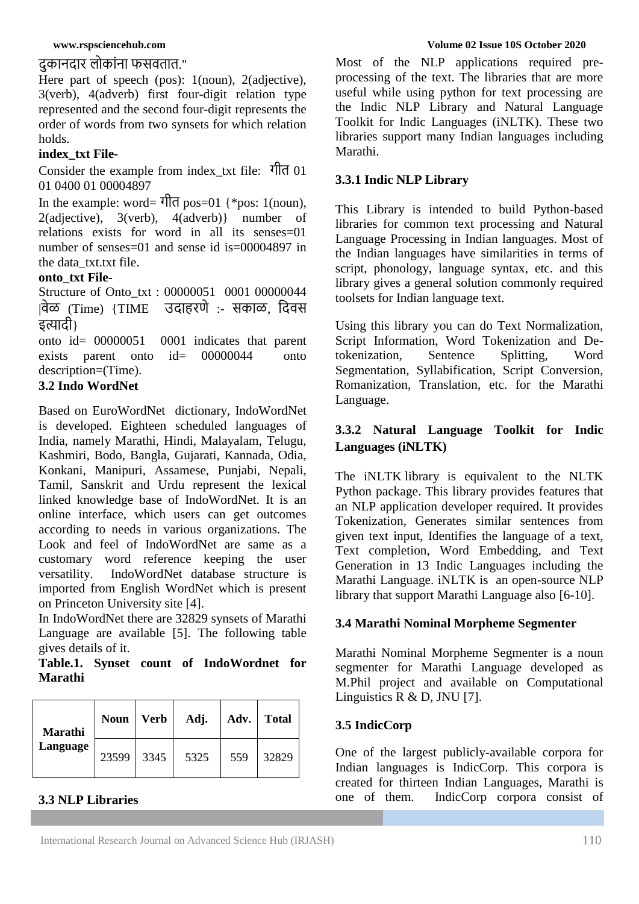दुकानदार लोकांना फसवतात."

Here part of speech (pos): 1(noun), 2(adjective), 3(verb), 4(adverb) first four-digit relation type represented and the second four-digit represents the order of words from two synsets for which relation holds.

**index_txt File-**

Consider the example from index_txt file: गीत 01 01 0400 01 00004897

In the example: word= गीत pos=01 {*pos: 1(noun), 2(adjective), 3(verb), 4(adverb)} number of relations exists for word in all its senses=01 number of senses=01 and sense id is=00004897 in the data_txt.txt file.

**onto_txt File-**

Structure of Onto_txt : 00000051 0001 00000044 |वेळ (Time) {TIME उदाहरणे :- सकाळ, दिवस इत्यादी}

onto id= 00000051 0001 indicates that parent exists parent onto id= 00000044 onto description=(Time).

### 3.2 Indo WordNet

Based on EuroWordNet dictionary, IndoWordNet is developed. Eighteen scheduled languages of India, namely Marathi, Hindi, Malayalam, Telugu, Kashmiri, Bodo, Bangla, Gujarati, Kannada, Odia, Konkani, Manipuri, Assamese, Punjabi, Nepali, Tamil, Sanskrit and Urdu represent the lexical linked knowledge base of IndoWordNet. It is an online interface, which users can get outcomes according to needs in various organizations. The Look and feel of IndoWordNet are same as a customary word reference keeping the user versatility. IndoWordNet database structure is imported from English WordNet which is present on Princeton University site [4].

In IndoWordNet there are 32829 synsets of Marathi Language are available [5]. The following table gives details of it.

**Table.1. Synset count of IndoWordnet for Marathi**

| | Noun | Verb | Adj. | Adv. | Total |
|---|---|---|---|---|---|
| Marathi Language | 23599 | 3345 | 5325 | 559 | 32829 |

### 3.3 NLP Libraries

Most of the NLP applications required pre-processing of the text. The libraries that are more useful while using python for text processing are the Indic NLP Library and Natural Language Toolkit for Indic Languages (iNLTK). These two libraries support many Indian languages including Marathi.

#### 3.3.1 Indic NLP Library

This Library is intended to build Python-based libraries for common text processing and Natural Language Processing in Indian languages. Most of the Indian languages have similarities in terms of script, phonology, language syntax, etc. and this library gives a general solution commonly required toolsets for Indian language text.

Using this library you can do Text Normalization, Script Information, Word Tokenization and De-tokenization, Sentence Splitting, Word Segmentation, Syllabification, Script Conversion, Romanization, Translation, etc. for the Marathi Language.

#### 3.3.2 Natural Language Toolkit for Indic Languages (iNLTK)

The iNLTK library is equivalent to the NLTK Python package. This library provides features that an NLP application developer required. It provides Tokenization, Generates similar sentences from given text input, Identifies the language of a text, Text completion, Word Embedding, and Text Generation in 13 Indic Languages including the Marathi Language. iNLTK is an open-source NLP library that support Marathi Language also [6-10].

### 3.4 Marathi Nominal Morpheme Segmenter

Marathi Nominal Morpheme Segmenter is a noun segmenter for Marathi Language developed as M.Phil project and available on Computational Linguistics R & D, JNU [7].

### 3.5 IndicCorp

One of the largest publicly-available corpora for Indian languages is IndicCorp. This corpora is created for thirteen Indian Languages, Marathi is one of them. IndicCorp corpora consist of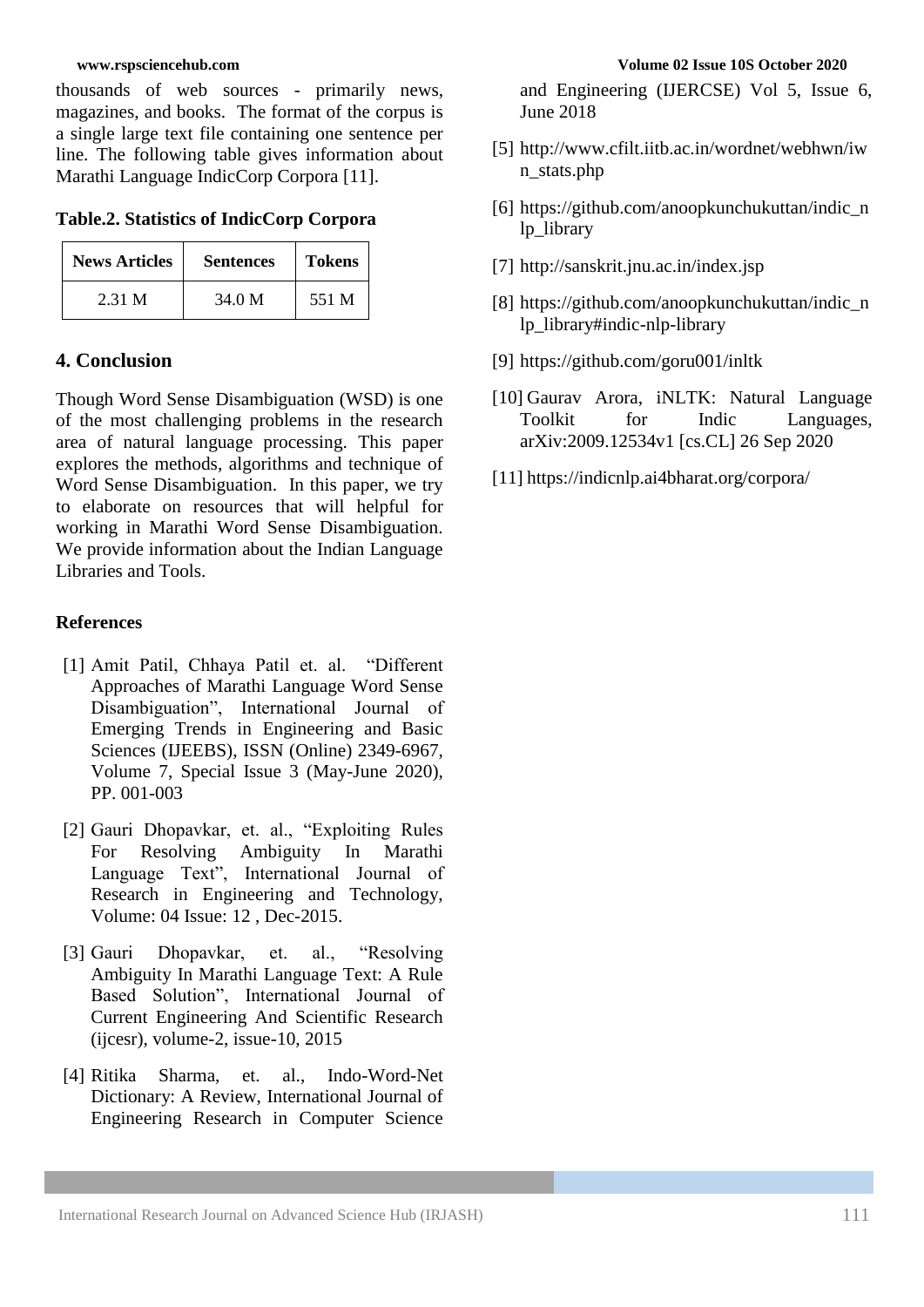thousands of web sources - primarily news, magazines, and books. The format of the corpus is a single large text file containing one sentence per line. The following table gives information about Marathi Language IndicCorp Corpora [11].

**Table.2. Statistics of IndicCorp Corpora**

| News Articles | Sentences | Tokens |
|---|---|---|
| 2.31 M | 34.0 M | 551 M |

## 4. Conclusion

Though Word Sense Disambiguation (WSD) is one of the most challenging problems in the research area of natural language processing. This paper explores the methods, algorithms and technique of Word Sense Disambiguation. In this paper, we try to elaborate on resources that will helpful for working in Marathi Word Sense Disambiguation. We provide information about the Indian Language Libraries and Tools.

## References

[1] Amit Patil, Chhaya Patil et. al. "Different Approaches of Marathi Language Word Sense Disambiguation", International Journal of Emerging Trends in Engineering and Basic Sciences (IJEEBS), ISSN (Online) 2349-6967, Volume 7, Special Issue 3 (May-June 2020), PP. 001-003

[2] Gauri Dhopavkar, et. al., "Exploiting Rules For Resolving Ambiguity In Marathi Language Text", International Journal of Research in Engineering and Technology, Volume: 04 Issue: 12 , Dec-2015.

[3] Gauri Dhopavkar, et. al., "Resolving Ambiguity In Marathi Language Text: A Rule Based Solution", International Journal of Current Engineering And Scientific Research (ijcesr), volume-2, issue-10, 2015

[4] Ritika Sharma, et. al., Indo-Word-Net Dictionary: A Review, International Journal of Engineering Research in Computer Science and Engineering (IJERCSE) Vol 5, Issue 6, June 2018

[5] http://www.cfilt.iitb.ac.in/wordnet/webhwn/iwn_stats.php

[6] https://github.com/anoopkunchukuttan/indic_nlp_library

[7] http://sanskrit.jnu.ac.in/index.jsp

[8] https://github.com/anoopkunchukuttan/indic_nlp_library#indic-nlp-library

[9] https://github.com/goru001/inltk

[10] Gaurav Arora, iNLTK: Natural Language Toolkit for Indic Languages, arXiv:2009.12534v1 [cs.CL] 26 Sep 2020

[11] https://indicnlp.ai4bharat.org/corpora/